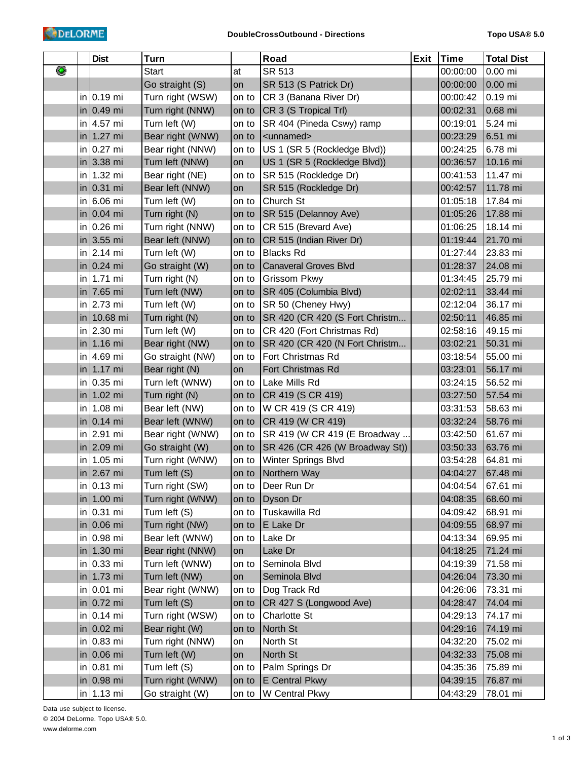DELORME

DoubleCrossOutbound - Directions

Topo USA® 5.0

| | | Dist | Turn | | Road | Exit | Time | Total Dist |
|---|---|---|---|---|---|---|---|---|
| | | | Start | at | SR 513 | | 00:00:00 | 0.00 mi |
| | | | Go straight (S) | on | SR 513 (S Patrick Dr) | | 00:00:00 | 0.00 mi |
| | in | 0.19 mi | Turn right (WSW) | on to | CR 3 (Banana River Dr) | | 00:00:42 | 0.19 mi |
| | in | 0.49 mi | Turn right (NNW) | on to | CR 3 (S Tropical Trl) | | 00:02:31 | 0.68 mi |
| | in | 4.57 mi | Turn left (W) | on to | SR 404 (Pineda Cswy) ramp | | 00:19:01 | 5.24 mi |
| | in | 1.27 mi | Bear right (WNW) | on to | <unnamed> | | 00:23:29 | 6.51 mi |
| | in | 0.27 mi | Bear right (NNW) | on to | US 1 (SR 5 (Rockledge Blvd)) | | 00:24:25 | 6.78 mi |
| | in | 3.38 mi | Turn left (NNW) | on | US 1 (SR 5 (Rockledge Blvd)) | | 00:36:57 | 10.16 mi |
| | in | 1.32 mi | Bear right (NE) | on to | SR 515 (Rockledge Dr) | | 00:41:53 | 11.47 mi |
| | in | 0.31 mi | Bear left (NNW) | on | SR 515 (Rockledge Dr) | | 00:42:57 | 11.78 mi |
| | in | 6.06 mi | Turn left (W) | on to | Church St | | 01:05:18 | 17.84 mi |
| | in | 0.04 mi | Turn right (N) | on to | SR 515 (Delannoy Ave) | | 01:05:26 | 17.88 mi |
| | in | 0.26 mi | Turn right (NNW) | on to | CR 515 (Brevard Ave) | | 01:06:25 | 18.14 mi |
| | in | 3.55 mi | Bear left (NNW) | on to | CR 515 (Indian River Dr) | | 01:19:44 | 21.70 mi |
| | in | 2.14 mi | Turn left (W) | on to | Blacks Rd | | 01:27:44 | 23.83 mi |
| | in | 0.24 mi | Go straight (W) | on to | Canaveral Groves Blvd | | 01:28:37 | 24.08 mi |
| | in | 1.71 mi | Turn right (N) | on to | Grissom Pkwy | | 01:34:45 | 25.79 mi |
| | in | 7.65 mi | Turn left (NW) | on to | SR 405 (Columbia Blvd) | | 02:02:11 | 33.44 mi |
| | in | 2.73 mi | Turn left (W) | on to | SR 50 (Cheney Hwy) | | 02:12:04 | 36.17 mi |
| | in | 10.68 mi | Turn right (N) | on to | SR 420 (CR 420 (S Fort Christm... | | 02:50:11 | 46.85 mi |
| | in | 2.30 mi | Turn left (W) | on to | CR 420 (Fort Christmas Rd) | | 02:58:16 | 49.15 mi |
| | in | 1.16 mi | Bear right (NW) | on to | SR 420 (CR 420 (N Fort Christm... | | 03:02:21 | 50.31 mi |
| | in | 4.69 mi | Go straight (NW) | on to | Fort Christmas Rd | | 03:18:54 | 55.00 mi |
| | in | 1.17 mi | Bear right (N) | on | Fort Christmas Rd | | 03:23:01 | 56.17 mi |
| | in | 0.35 mi | Turn left (WNW) | on to | Lake Mills Rd | | 03:24:15 | 56.52 mi |
| | in | 1.02 mi | Turn right (N) | on to | CR 419 (S CR 419) | | 03:27:50 | 57.54 mi |
| | in | 1.08 mi | Bear left (NW) | on to | W CR 419 (S CR 419) | | 03:31:53 | 58.63 mi |
| | in | 0.14 mi | Bear left (WNW) | on to | CR 419 (W CR 419) | | 03:32:24 | 58.76 mi |
| | in | 2.91 mi | Bear right (WNW) | on to | SR 419 (W CR 419 (E Broadway ... | | 03:42:50 | 61.67 mi |
| | in | 2.09 mi | Go straight (W) | on to | SR 426 (CR 426 (W Broadway St)) | | 03:50:33 | 63.76 mi |
| | in | 1.05 mi | Turn right (WNW) | on to | Winter Springs Blvd | | 03:54:28 | 64.81 mi |
| | in | 2.67 mi | Turn left (S) | on to | Northern Way | | 04:04:27 | 67.48 mi |
| | in | 0.13 mi | Turn right (SW) | on to | Deer Run Dr | | 04:04:54 | 67.61 mi |
| | in | 1.00 mi | Turn right (WNW) | on to | Dyson Dr | | 04:08:35 | 68.60 mi |
| | in | 0.31 mi | Turn left (S) | on to | Tuskawilla Rd | | 04:09:42 | 68.91 mi |
| | in | 0.06 mi | Turn right (NW) | on to | E Lake Dr | | 04:09:55 | 68.97 mi |
| | in | 0.98 mi | Bear left (WNW) | on to | Lake Dr | | 04:13:34 | 69.95 mi |
| | in | 1.30 mi | Bear right (NNW) | on | Lake Dr | | 04:18:25 | 71.24 mi |
| | in | 0.33 mi | Turn left (WNW) | on to | Seminola Blvd | | 04:19:39 | 71.58 mi |
| | in | 1.73 mi | Turn left (NW) | on | Seminola Blvd | | 04:26:04 | 73.30 mi |
| | in | 0.01 mi | Bear right (WNW) | on to | Dog Track Rd | | 04:26:06 | 73.31 mi |
| | in | 0.72 mi | Turn left (S) | on to | CR 427 S (Longwood Ave) | | 04:28:47 | 74.04 mi |
| | in | 0.14 mi | Turn right (WSW) | on to | Charlotte St | | 04:29:13 | 74.17 mi |
| | in | 0.02 mi | Bear right (W) | on to | North St | | 04:29:16 | 74.19 mi |
| | in | 0.83 mi | Turn right (NNW) | on | North St | | 04:32:20 | 75.02 mi |
| | in | 0.06 mi | Turn left (W) | on | North St | | 04:32:33 | 75.08 mi |
| | in | 0.81 mi | Turn left (S) | on to | Palm Springs Dr | | 04:35:36 | 75.89 mi |
| | in | 0.98 mi | Turn right (WNW) | on to | E Central Pkwy | | 04:39:15 | 76.87 mi |
| | in | 1.13 mi | Go straight (W) | on to | W Central Pkwy | | 04:43:29 | 78.01 mi |

Data use subject to license.
© 2004 DeLorme. Topo USA® 5.0.
www.delorme.com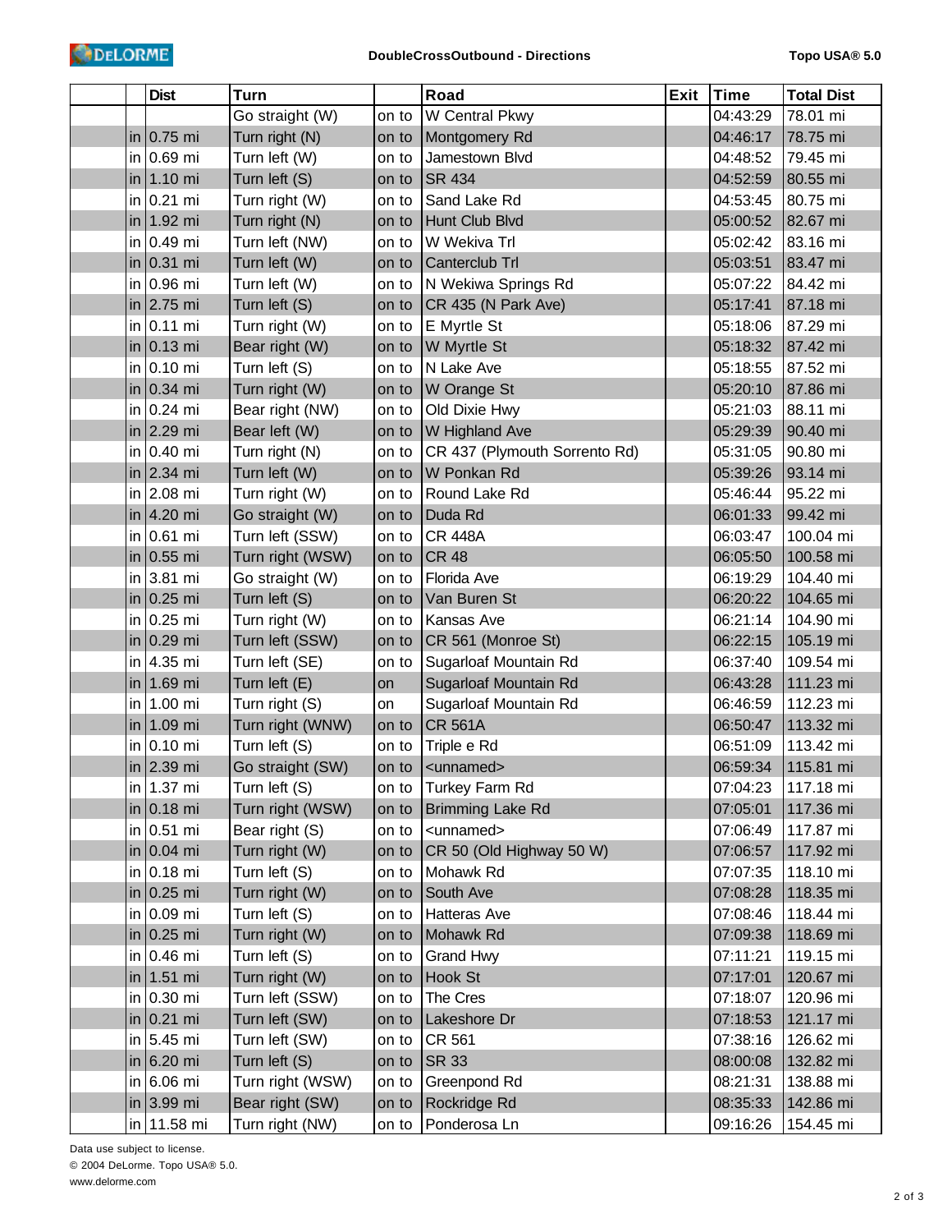| | | Dist | Turn | | Road | Exit | Time | Total Dist |
|---|---|---|---|---|---|---|---|---|
| | | | Go straight (W) | on to | W Central Pkwy | | 04:43:29 | 78.01 mi |
| | in | 0.75 mi | Turn right (N) | on to | Montgomery Rd | | 04:46:17 | 78.75 mi |
| | in | 0.69 mi | Turn left (W) | on to | Jamestown Blvd | | 04:48:52 | 79.45 mi |
| | in | 1.10 mi | Turn left (S) | on to | SR 434 | | 04:52:59 | 80.55 mi |
| | in | 0.21 mi | Turn right (W) | on to | Sand Lake Rd | | 04:53:45 | 80.75 mi |
| | in | 1.92 mi | Turn right (N) | on to | Hunt Club Blvd | | 05:00:52 | 82.67 mi |
| | in | 0.49 mi | Turn left (NW) | on to | W Wekiva Trl | | 05:02:42 | 83.16 mi |
| | in | 0.31 mi | Turn left (W) | on to | Canterclub Trl | | 05:03:51 | 83.47 mi |
| | in | 0.96 mi | Turn left (W) | on to | N Wekiwa Springs Rd | | 05:07:22 | 84.42 mi |
| | in | 2.75 mi | Turn left (S) | on to | CR 435 (N Park Ave) | | 05:17:41 | 87.18 mi |
| | in | 0.11 mi | Turn right (W) | on to | E Myrtle St | | 05:18:06 | 87.29 mi |
| | in | 0.13 mi | Bear right (W) | on to | W Myrtle St | | 05:18:32 | 87.42 mi |
| | in | 0.10 mi | Turn left (S) | on to | N Lake Ave | | 05:18:55 | 87.52 mi |
| | in | 0.34 mi | Turn right (W) | on to | W Orange St | | 05:20:10 | 87.86 mi |
| | in | 0.24 mi | Bear right (NW) | on to | Old Dixie Hwy | | 05:21:03 | 88.11 mi |
| | in | 2.29 mi | Bear left (W) | on to | W Highland Ave | | 05:29:39 | 90.40 mi |
| | in | 0.40 mi | Turn right (N) | on to | CR 437 (Plymouth Sorrento Rd) | | 05:31:05 | 90.80 mi |
| | in | 2.34 mi | Turn left (W) | on to | W Ponkan Rd | | 05:39:26 | 93.14 mi |
| | in | 2.08 mi | Turn right (W) | on to | Round Lake Rd | | 05:46:44 | 95.22 mi |
| | in | 4.20 mi | Go straight (W) | on to | Duda Rd | | 06:01:33 | 99.42 mi |
| | in | 0.61 mi | Turn left (SSW) | on to | CR 448A | | 06:03:47 | 100.04 mi |
| | in | 0.55 mi | Turn right (WSW) | on to | CR 48 | | 06:05:50 | 100.58 mi |
| | in | 3.81 mi | Go straight (W) | on to | Florida Ave | | 06:19:29 | 104.40 mi |
| | in | 0.25 mi | Turn left (S) | on to | Van Buren St | | 06:20:22 | 104.65 mi |
| | in | 0.25 mi | Turn right (W) | on to | Kansas Ave | | 06:21:14 | 104.90 mi |
| | in | 0.29 mi | Turn left (SSW) | on to | CR 561 (Monroe St) | | 06:22:15 | 105.19 mi |
| | in | 4.35 mi | Turn left (SE) | on to | Sugarloaf Mountain Rd | | 06:37:40 | 109.54 mi |
| | in | 1.69 mi | Turn left (E) | on | Sugarloaf Mountain Rd | | 06:43:28 | 111.23 mi |
| | in | 1.00 mi | Turn right (S) | on | Sugarloaf Mountain Rd | | 06:46:59 | 112.23 mi |
| | in | 1.09 mi | Turn right (WNW) | on to | CR 561A | | 06:50:47 | 113.32 mi |
| | in | 0.10 mi | Turn left (S) | on to | Triple e Rd | | 06:51:09 | 113.42 mi |
| | in | 2.39 mi | Go straight (SW) | on to | <unnamed> | | 06:59:34 | 115.81 mi |
| | in | 1.37 mi | Turn left (S) | on to | Turkey Farm Rd | | 07:04:23 | 117.18 mi |
| | in | 0.18 mi | Turn right (WSW) | on to | Brimming Lake Rd | | 07:05:01 | 117.36 mi |
| | in | 0.51 mi | Bear right (S) | on to | <unnamed> | | 07:06:49 | 117.87 mi |
| | in | 0.04 mi | Turn right (W) | on to | CR 50 (Old Highway 50 W) | | 07:06:57 | 117.92 mi |
| | in | 0.18 mi | Turn left (S) | on to | Mohawk Rd | | 07:07:35 | 118.10 mi |
| | in | 0.25 mi | Turn right (W) | on to | South Ave | | 07:08:28 | 118.35 mi |
| | in | 0.09 mi | Turn left (S) | on to | Hatteras Ave | | 07:08:46 | 118.44 mi |
| | in | 0.25 mi | Turn right (W) | on to | Mohawk Rd | | 07:09:38 | 118.69 mi |
| | in | 0.46 mi | Turn left (S) | on to | Grand Hwy | | 07:11:21 | 119.15 mi |
| | in | 1.51 mi | Turn right (W) | on to | Hook St | | 07:17:01 | 120.67 mi |
| | in | 0.30 mi | Turn left (SSW) | on to | The Cres | | 07:18:07 | 120.96 mi |
| | in | 0.21 mi | Turn left (SW) | on to | Lakeshore Dr | | 07:18:53 | 121.17 mi |
| | in | 5.45 mi | Turn left (SW) | on to | CR 561 | | 07:38:16 | 126.62 mi |
| | in | 6.20 mi | Turn left (S) | on to | SR 33 | | 08:00:08 | 132.82 mi |
| | in | 6.06 mi | Turn right (WSW) | on to | Greenpond Rd | | 08:21:31 | 138.88 mi |
| | in | 3.99 mi | Bear right (SW) | on to | Rockridge Rd | | 08:35:33 | 142.86 mi |
| | in | 11.58 mi | Turn right (NW) | on to | Ponderosa Ln | | 09:16:26 | 154.45 mi |

Data use subject to license.

© 2004 DeLorme. Topo USA® 5.0.

www.delorme.com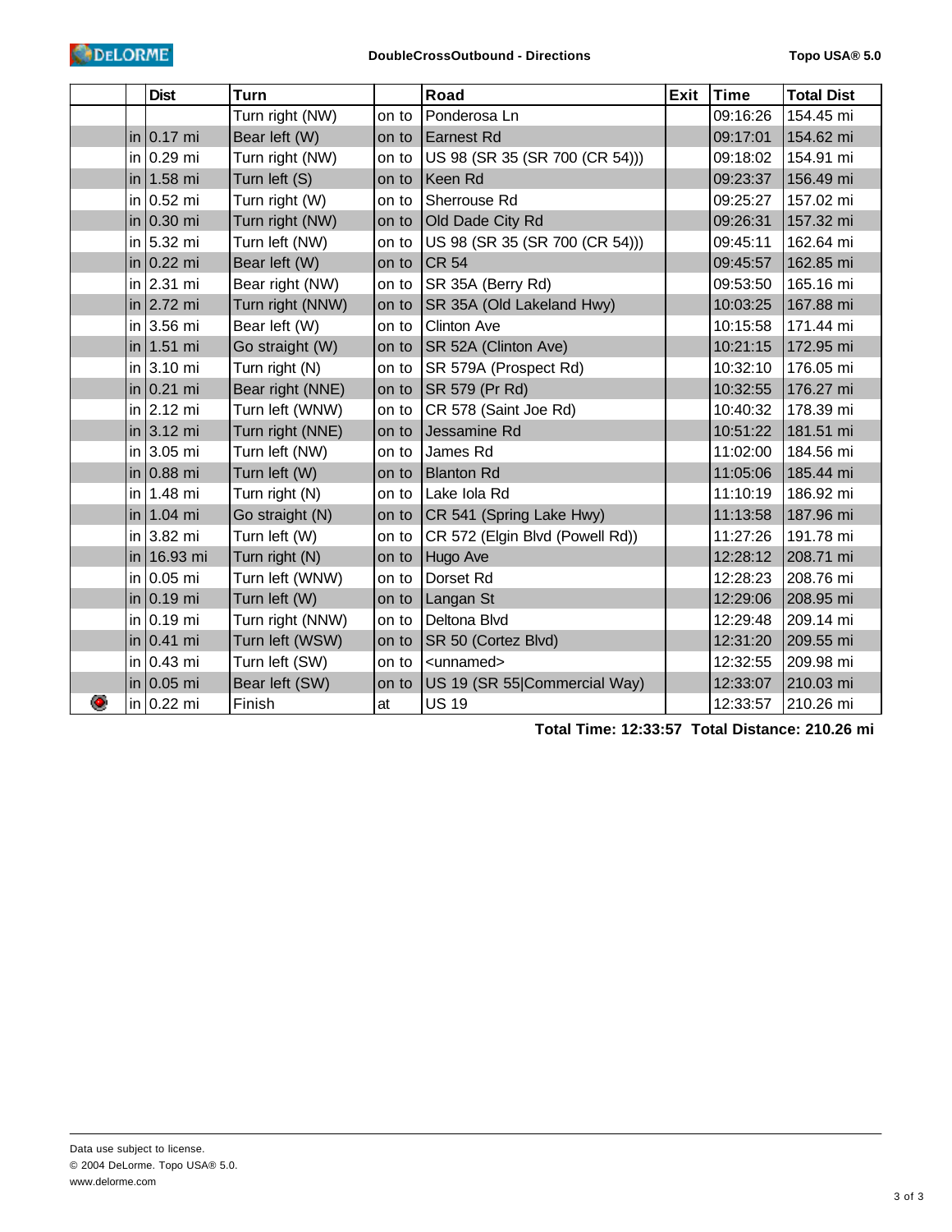| | | Dist | Turn | | Road | Exit | Time | Total Dist |
|---|---|---|---|---|---|---|---|---|
| | | | Turn right (NW) | on to | Ponderosa Ln | | 09:16:26 | 154.45 mi |
| | in | 0.17 mi | Bear left (W) | on to | Earnest Rd | | 09:17:01 | 154.62 mi |
| | in | 0.29 mi | Turn right (NW) | on to | US 98 (SR 35 (SR 700 (CR 54))) | | 09:18:02 | 154.91 mi |
| | in | 1.58 mi | Turn left (S) | on to | Keen Rd | | 09:23:37 | 156.49 mi |
| | in | 0.52 mi | Turn right (W) | on to | Sherrouse Rd | | 09:25:27 | 157.02 mi |
| | in | 0.30 mi | Turn right (NW) | on to | Old Dade City Rd | | 09:26:31 | 157.32 mi |
| | in | 5.32 mi | Turn left (NW) | on to | US 98 (SR 35 (SR 700 (CR 54))) | | 09:45:11 | 162.64 mi |
| | in | 0.22 mi | Bear left (W) | on to | CR 54 | | 09:45:57 | 162.85 mi |
| | in | 2.31 mi | Bear right (NW) | on to | SR 35A (Berry Rd) | | 09:53:50 | 165.16 mi |
| | in | 2.72 mi | Turn right (NNW) | on to | SR 35A (Old Lakeland Hwy) | | 10:03:25 | 167.88 mi |
| | in | 3.56 mi | Bear left (W) | on to | Clinton Ave | | 10:15:58 | 171.44 mi |
| | in | 1.51 mi | Go straight (W) | on to | SR 52A (Clinton Ave) | | 10:21:15 | 172.95 mi |
| | in | 3.10 mi | Turn right (N) | on to | SR 579A (Prospect Rd) | | 10:32:10 | 176.05 mi |
| | in | 0.21 mi | Bear right (NNE) | on to | SR 579 (Pr Rd) | | 10:32:55 | 176.27 mi |
| | in | 2.12 mi | Turn left (WNW) | on to | CR 578 (Saint Joe Rd) | | 10:40:32 | 178.39 mi |
| | in | 3.12 mi | Turn right (NNE) | on to | Jessamine Rd | | 10:51:22 | 181.51 mi |
| | in | 3.05 mi | Turn left (NW) | on to | James Rd | | 11:02:00 | 184.56 mi |
| | in | 0.88 mi | Turn left (W) | on to | Blanton Rd | | 11:05:06 | 185.44 mi |
| | in | 1.48 mi | Turn right (N) | on to | Lake Iola Rd | | 11:10:19 | 186.92 mi |
| | in | 1.04 mi | Go straight (N) | on to | CR 541 (Spring Lake Hwy) | | 11:13:58 | 187.96 mi |
| | in | 3.82 mi | Turn left (W) | on to | CR 572 (Elgin Blvd (Powell Rd)) | | 11:27:26 | 191.78 mi |
| | in | 16.93 mi | Turn right (N) | on to | Hugo Ave | | 12:28:12 | 208.71 mi |
| | in | 0.05 mi | Turn left (WNW) | on to | Dorset Rd | | 12:28:23 | 208.76 mi |
| | in | 0.19 mi | Turn left (W) | on to | Langan St | | 12:29:06 | 208.95 mi |
| | in | 0.19 mi | Turn right (NNW) | on to | Deltona Blvd | | 12:29:48 | 209.14 mi |
| | in | 0.41 mi | Turn left (WSW) | on to | SR 50 (Cortez Blvd) | | 12:31:20 | 209.55 mi |
| | in | 0.43 mi | Turn left (SW) | on to | <unnamed> | | 12:32:55 | 209.98 mi |
| | in | 0.05 mi | Bear left (SW) | on to | US 19 (SR 55\|Commercial Way) | | 12:33:07 | 210.03 mi |
| | in | 0.22 mi | Finish | at | US 19 | | 12:33:57 | 210.26 mi |

**Total Time: 12:33:57 Total Distance: 210.26 mi**

Data use subject to license.
© 2004 DeLorme. Topo USA® 5.0.
www.delorme.com